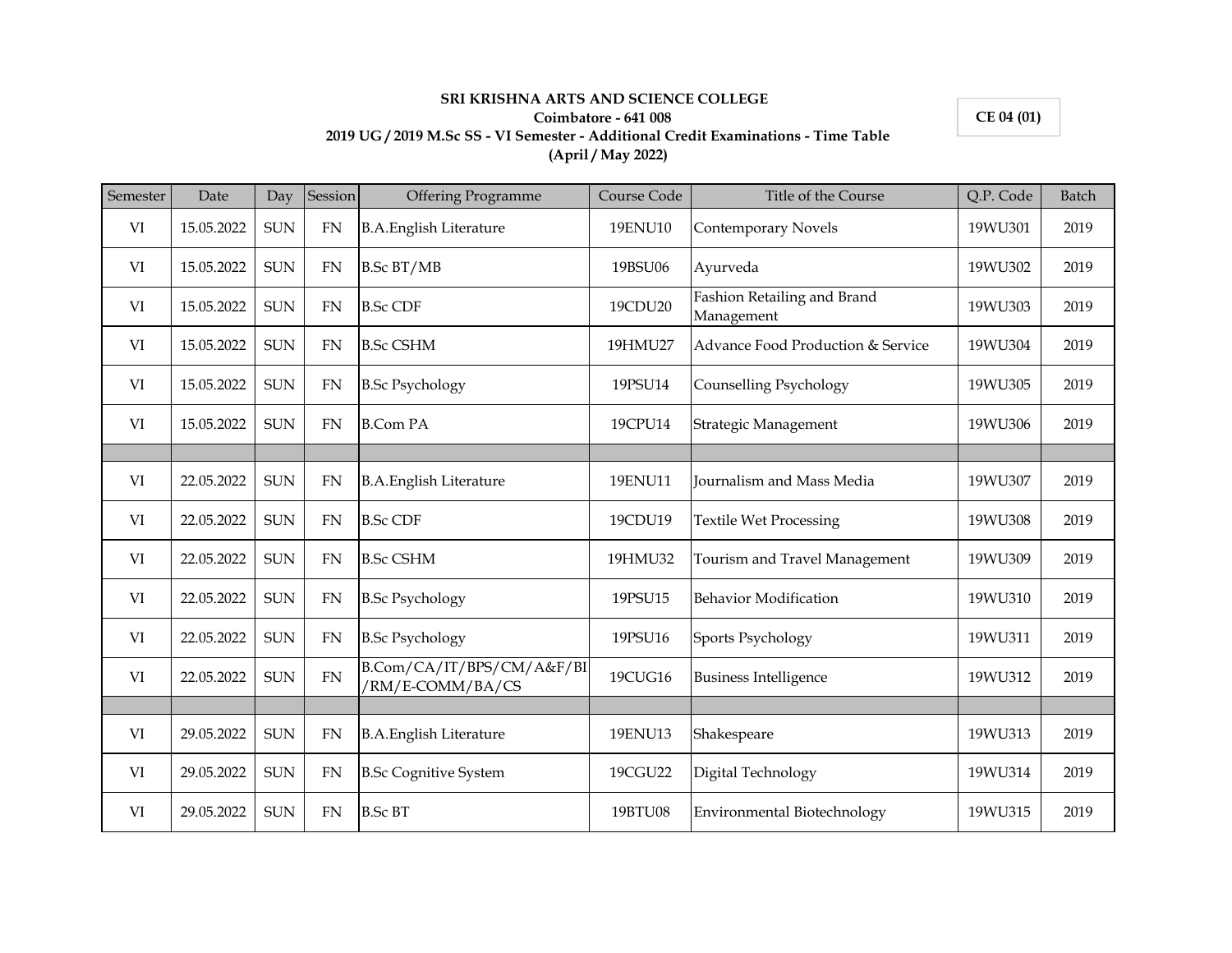# SRI KRISHNA ARTS AND SCIENCE COLLEGE

**Coimbatore - 641 008**

**2019 UG / 2019 M.Sc SS - VI Semester - Additional Credit Examinations - Time Table**

**(April / May 2022)**

**CE 04 (01)**

| Semester | Date | Day | Session | Offering Programme | Course Code | Title of the Course | Q.P. Code | Batch |
|---|---|---|---|---|---|---|---|---|
| VI | 15.05.2022 | SUN | FN | B.A.English Literature | 19ENU10 | Contemporary Novels | 19WU301 | 2019 |
| VI | 15.05.2022 | SUN | FN | B.Sc BT/MB | 19BSU06 | Ayurveda | 19WU302 | 2019 |
| VI | 15.05.2022 | SUN | FN | B.Sc CDF | 19CDU20 | Fashion Retailing and Brand Management | 19WU303 | 2019 |
| VI | 15.05.2022 | SUN | FN | B.Sc CSHM | 19HMU27 | Advance Food Production & Service | 19WU304 | 2019 |
| VI | 15.05.2022 | SUN | FN | B.Sc Psychology | 19PSU14 | Counselling Psychology | 19WU305 | 2019 |
| VI | 15.05.2022 | SUN | FN | B.Com PA | 19CPU14 | Strategic Management | 19WU306 | 2019 |
| | | | | | | | | |
| VI | 22.05.2022 | SUN | FN | B.A.English Literature | 19ENU11 | Journalism and Mass Media | 19WU307 | 2019 |
| VI | 22.05.2022 | SUN | FN | B.Sc CDF | 19CDU19 | Textile Wet Processing | 19WU308 | 2019 |
| VI | 22.05.2022 | SUN | FN | B.Sc CSHM | 19HMU32 | Tourism and Travel Management | 19WU309 | 2019 |
| VI | 22.05.2022 | SUN | FN | B.Sc Psychology | 19PSU15 | Behavior Modification | 19WU310 | 2019 |
| VI | 22.05.2022 | SUN | FN | B.Sc Psychology | 19PSU16 | Sports Psychology | 19WU311 | 2019 |
| VI | 22.05.2022 | SUN | FN | B.Com/CA/IT/BPS/CM/A&F/BI/RM/E-COMM/BA/CS | 19CUG16 | Business Intelligence | 19WU312 | 2019 |
| | | | | | | | | |
| VI | 29.05.2022 | SUN | FN | B.A.English Literature | 19ENU13 | Shakespeare | 19WU313 | 2019 |
| VI | 29.05.2022 | SUN | FN | B.Sc Cognitive System | 19CGU22 | Digital Technology | 19WU314 | 2019 |
| VI | 29.05.2022 | SUN | FN | B.Sc BT | 19BTU08 | Environmental Biotechnology | 19WU315 | 2019 |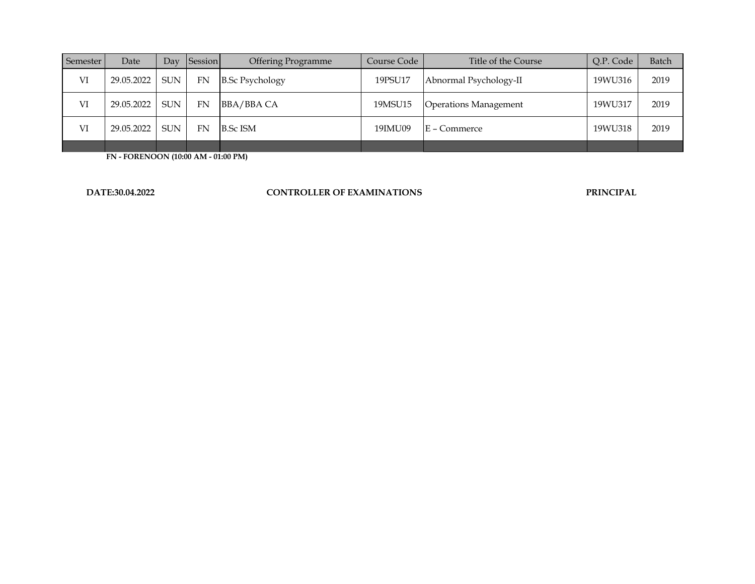| Semester | Date | Day | Session | Offering Programme | Course Code | Title of the Course | Q.P. Code | Batch |
|---|---|---|---|---|---|---|---|---|
| VI | 29.05.2022 | SUN | FN | B.Sc Psychology | 19PSU17 | Abnormal Psychology-II | 19WU316 | 2019 |
| VI | 29.05.2022 | SUN | FN | BBA/BBA CA | 19MSU15 | Operations Management | 19WU317 | 2019 |
| VI | 29.05.2022 | SUN | FN | B.Sc ISM | 19IMU09 | E – Commerce | 19WU318 | 2019 |

**FN - FORENOON (10:00 AM - 01:00 PM)**

**DATE:30.04.2022** **CONTROLLER OF EXAMINATIONS** **PRINCIPAL**